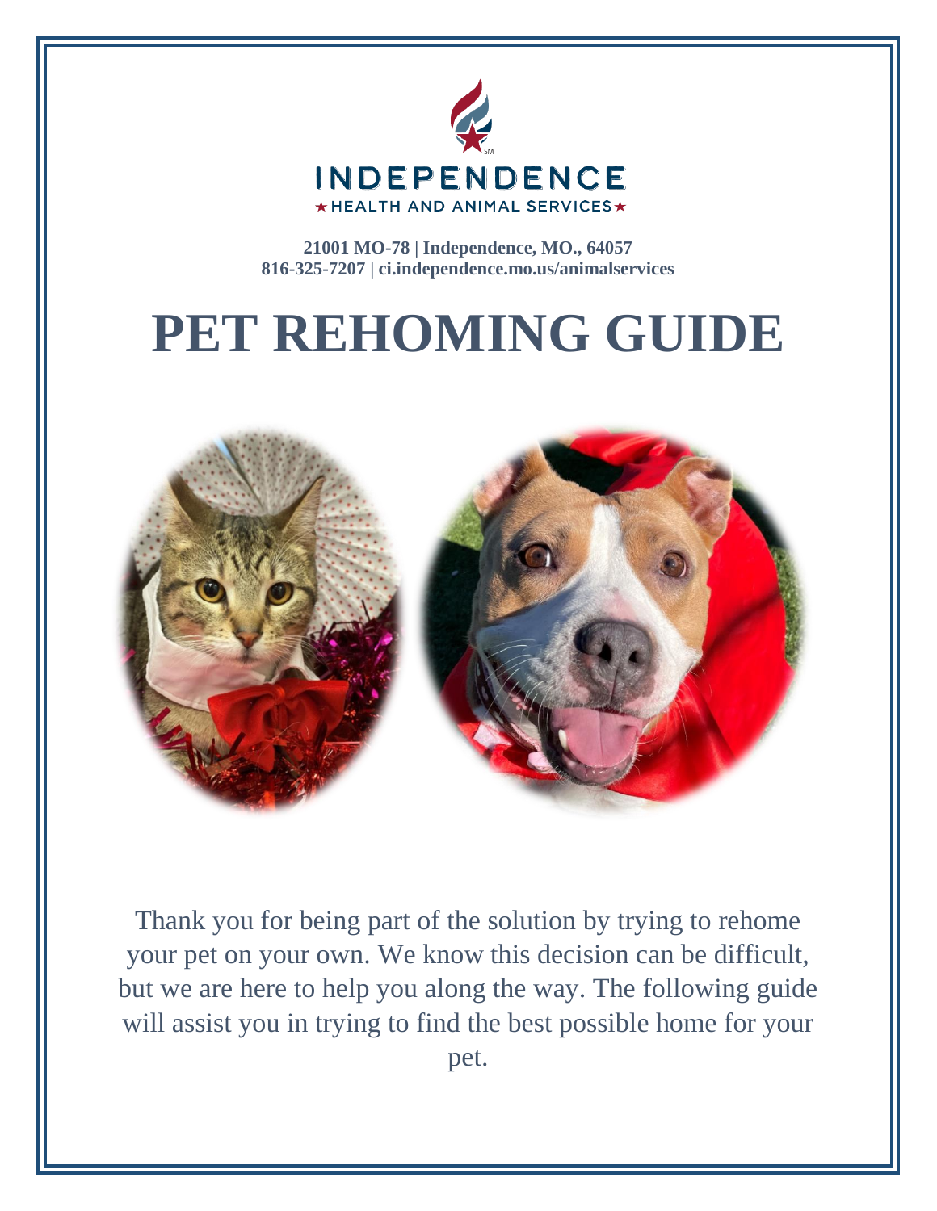INDEPENDENCE

★ HEALTH AND ANIMAL SERVICES ★

**21001 MO-78 | Independence, MO., 64057**
**816-325-7207 | ci.independence.mo.us/animalservices**

# PET REHOMING GUIDE

Thank you for being part of the solution by trying to rehome your pet on your own. We know this decision can be difficult, but we are here to help you along the way. The following guide will assist you in trying to find the best possible home for your pet.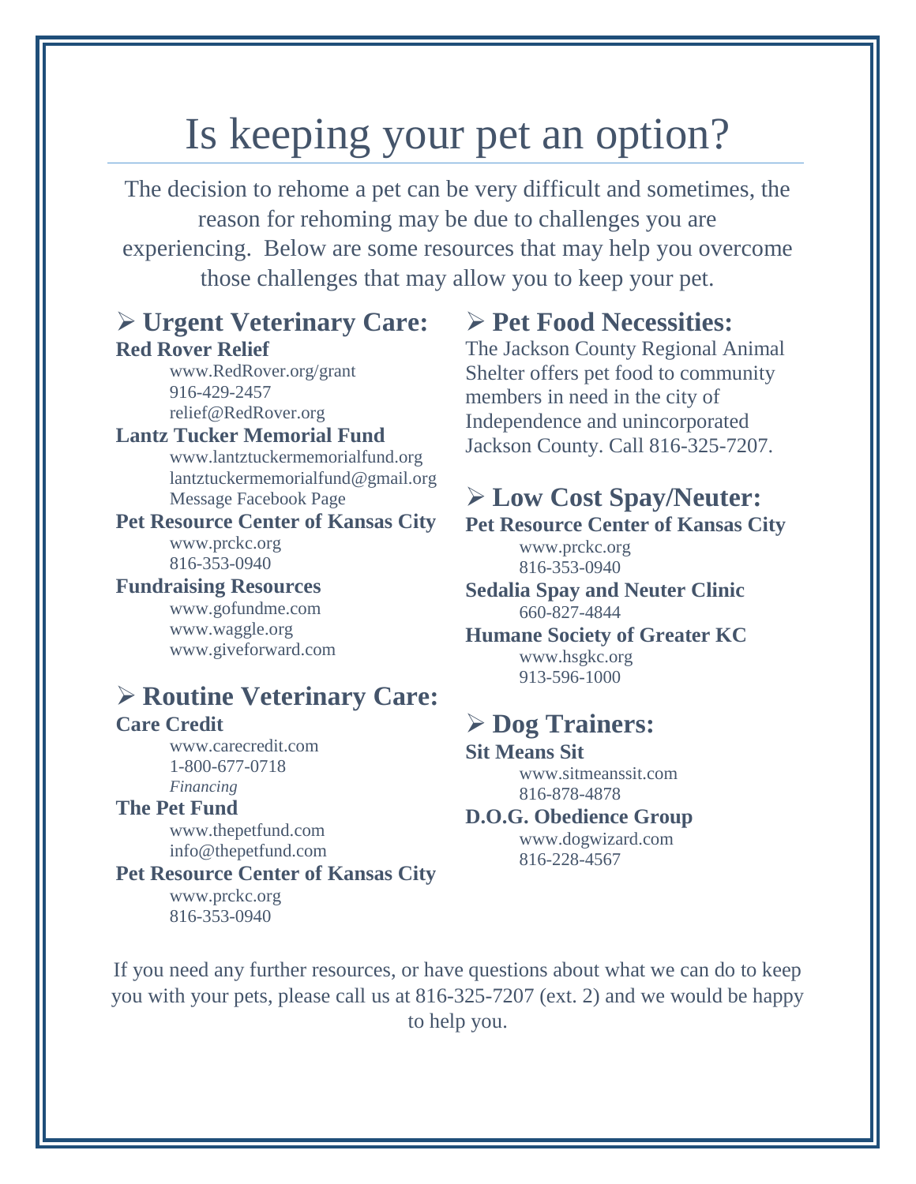# Is keeping your pet an option?

The decision to rehome a pet can be very difficult and sometimes, the reason for rehoming may be due to challenges you are experiencing. Below are some resources that may help you overcome those challenges that may allow you to keep your pet.

## Urgent Veterinary Care:

**Red Rover Relief**
www.RedRover.org/grant
916-429-2457
relief@RedRover.org

**Lantz Tucker Memorial Fund**
www.lantztuckermemorialfund.org
lantztuckermemorialfund@gmail.org
Message Facebook Page

**Pet Resource Center of Kansas City**
www.prckc.org
816-353-0940

**Fundraising Resources**
www.gofundme.com
www.waggle.org
www.giveforward.com

## Routine Veterinary Care:

**Care Credit**
www.carecredit.com
1-800-677-0718
*Financing*

**The Pet Fund**
www.thepetfund.com
info@thepetfund.com

**Pet Resource Center of Kansas City**
www.prckc.org
816-353-0940

## Pet Food Necessities:

The Jackson County Regional Animal Shelter offers pet food to community members in need in the city of Independence and unincorporated Jackson County. Call 816-325-7207.

## Low Cost Spay/Neuter:

**Pet Resource Center of Kansas City**
www.prckc.org
816-353-0940

**Sedalia Spay and Neuter Clinic**
660-827-4844

**Humane Society of Greater KC**
www.hsgkc.org
913-596-1000

## Dog Trainers:

**Sit Means Sit**
www.sitmeanssit.com
816-878-4878

**D.O.G. Obedience Group**
www.dogwizard.com
816-228-4567

If you need any further resources, or have questions about what we can do to keep you with your pets, please call us at 816-325-7207 (ext. 2) and we would be happy to help you.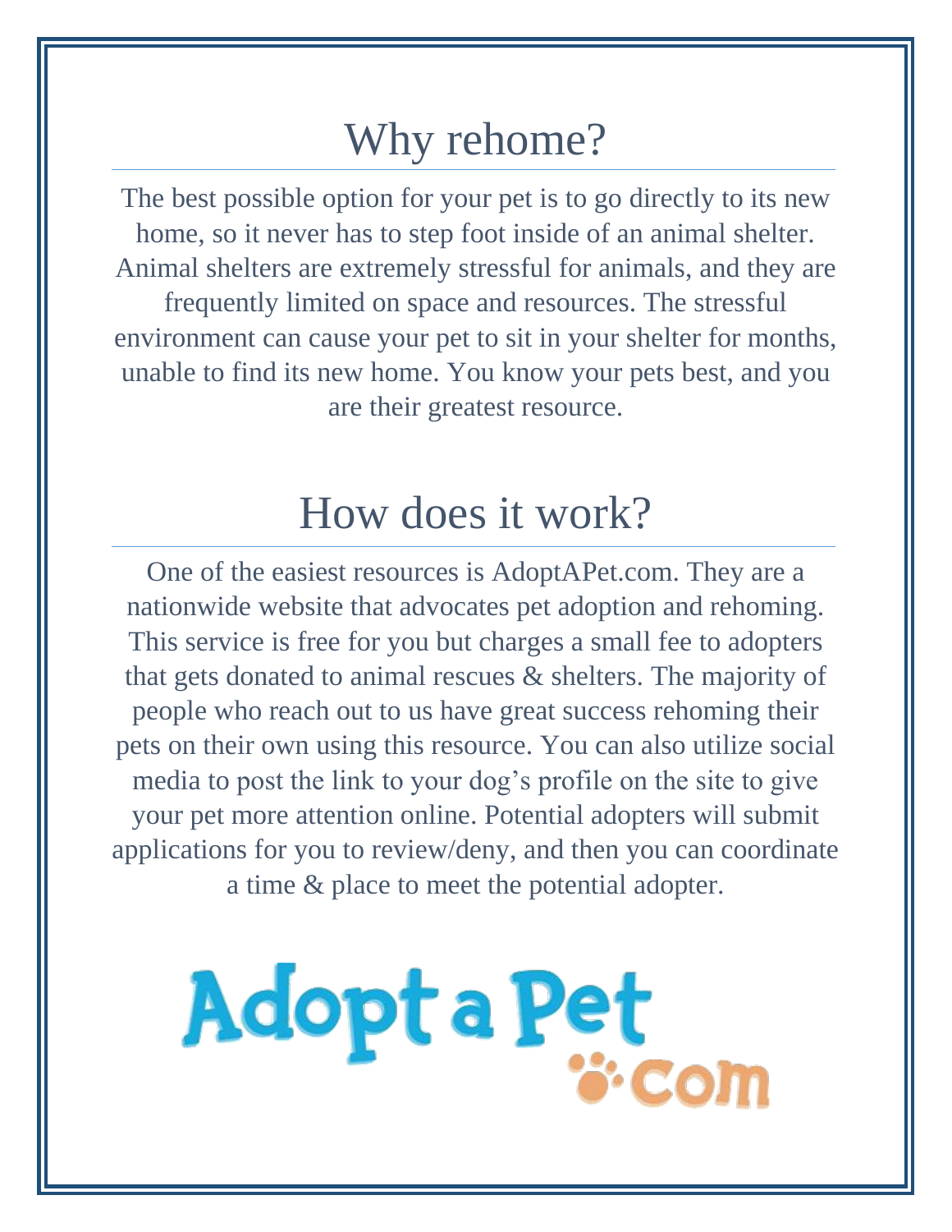## Why rehome?

The best possible option for your pet is to go directly to its new home, so it never has to step foot inside of an animal shelter. Animal shelters are extremely stressful for animals, and they are frequently limited on space and resources. The stressful environment can cause your pet to sit in your shelter for months, unable to find its new home. You know your pets best, and you are their greatest resource.

## How does it work?

One of the easiest resources is AdoptAPet.com. They are a nationwide website that advocates pet adoption and rehoming. This service is free for you but charges a small fee to adopters that gets donated to animal rescues & shelters. The majority of people who reach out to us have great success rehoming their pets on their own using this resource. You can also utilize social media to post the link to your dog's profile on the site to give your pet more attention online. Potential adopters will submit applications for you to review/deny, and then you can coordinate a time & place to meet the potential adopter.

Adopt a Pet .com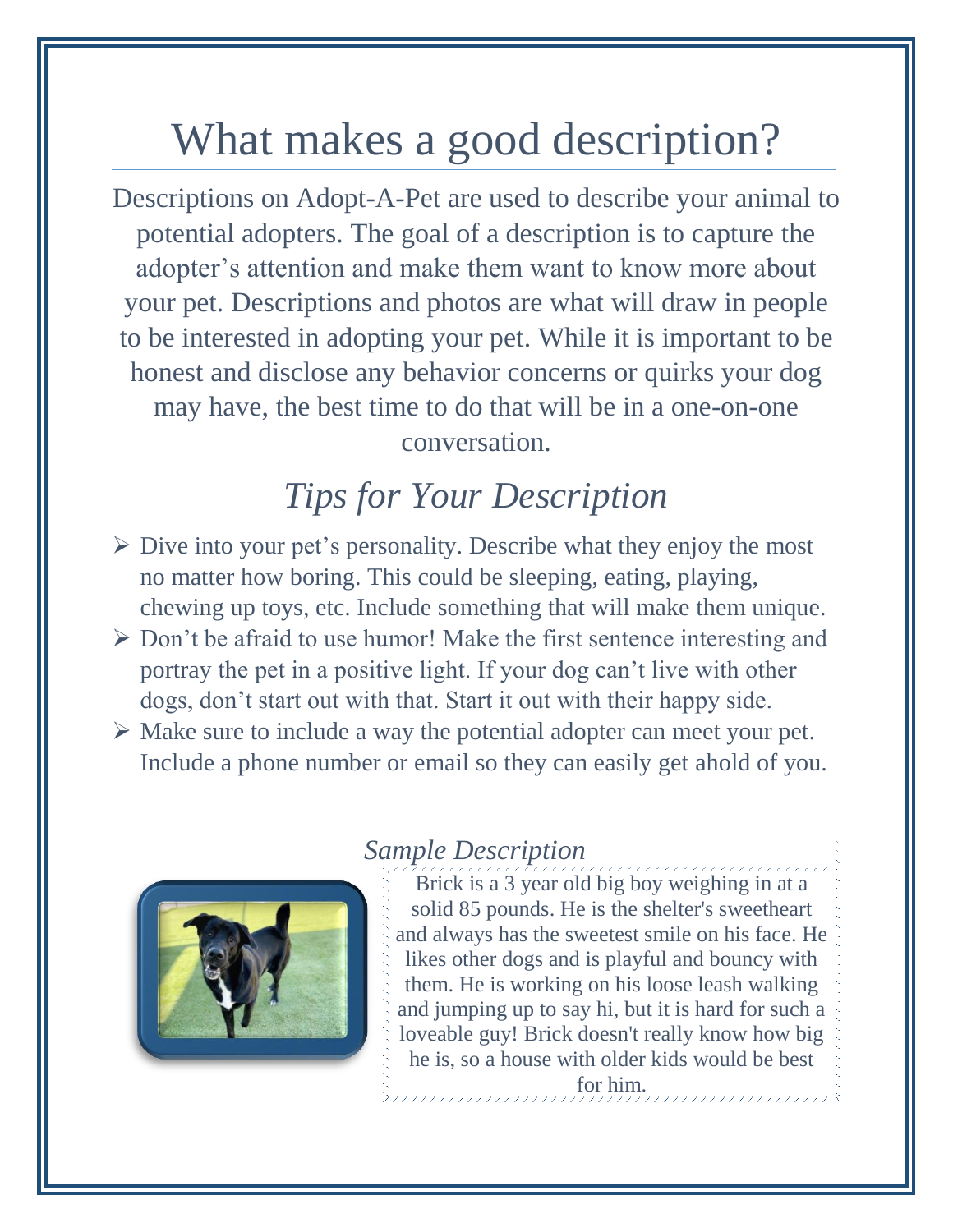# What makes a good description?

Descriptions on Adopt-A-Pet are used to describe your animal to potential adopters. The goal of a description is to capture the adopter's attention and make them want to know more about your pet. Descriptions and photos are what will draw in people to be interested in adopting your pet. While it is important to be honest and disclose any behavior concerns or quirks your dog may have, the best time to do that will be in a one-on-one conversation.

## *Tips for Your Description*

- Dive into your pet's personality. Describe what they enjoy the most no matter how boring. This could be sleeping, eating, playing, chewing up toys, etc. Include something that will make them unique.
- Don't be afraid to use humor! Make the first sentence interesting and portray the pet in a positive light. If your dog can't live with other dogs, don't start out with that. Start it out with their happy side.
- Make sure to include a way the potential adopter can meet your pet. Include a phone number or email so they can easily get ahold of you.

### *Sample Description*

Brick is a 3 year old big boy weighing in at a solid 85 pounds. He is the shelter's sweetheart and always has the sweetest smile on his face. He likes other dogs and is playful and bouncy with them. He is working on his loose leash walking and jumping up to say hi, but it is hard for such a loveable guy! Brick doesn't really know how big he is, so a house with older kids would be best for him.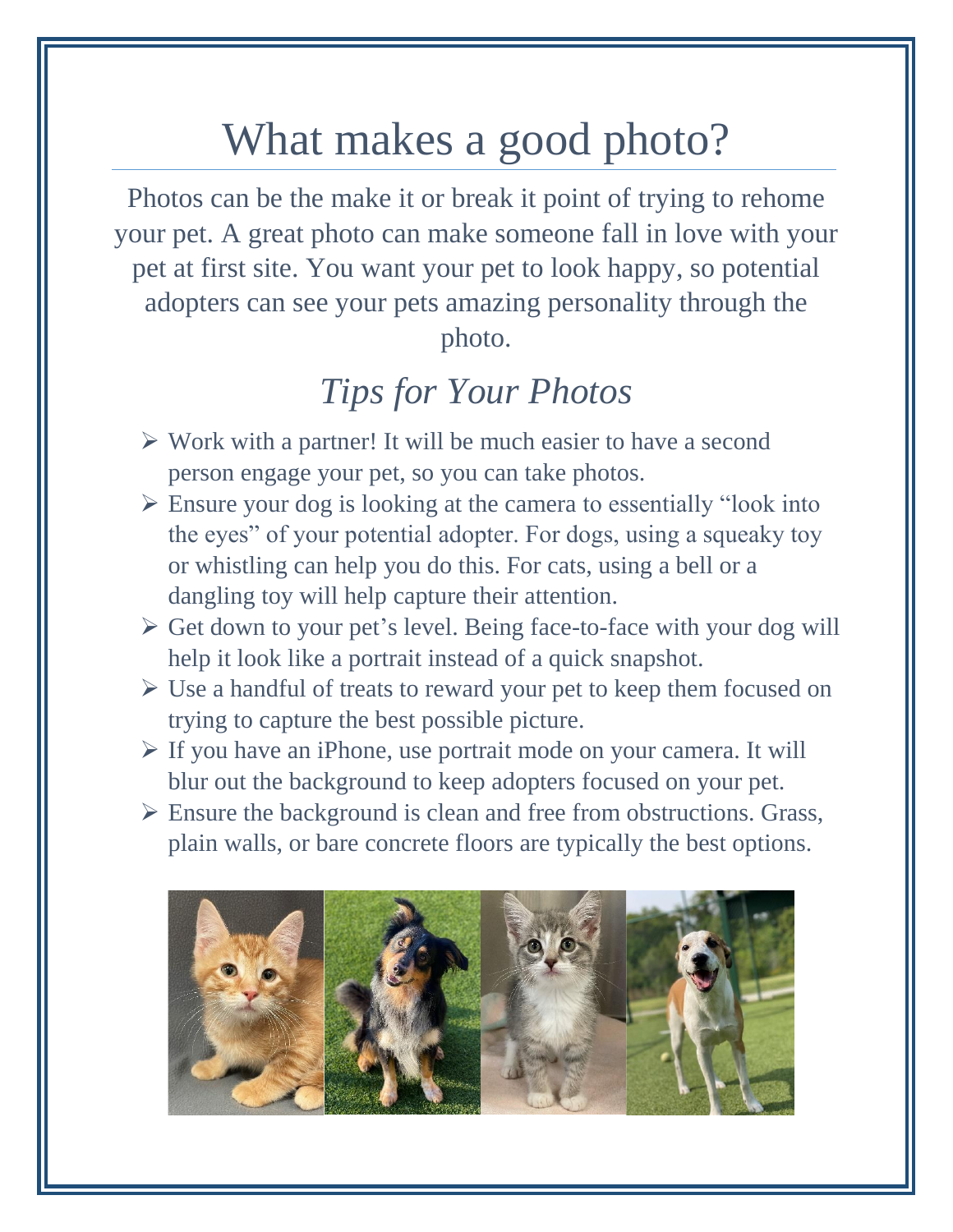# What makes a good photo?

Photos can be the make it or break it point of trying to rehome your pet. A great photo can make someone fall in love with your pet at first site. You want your pet to look happy, so potential adopters can see your pets amazing personality through the photo.

## *Tips for Your Photos*

- Work with a partner! It will be much easier to have a second person engage your pet, so you can take photos.
- Ensure your dog is looking at the camera to essentially “look into the eyes” of your potential adopter. For dogs, using a squeaky toy or whistling can help you do this. For cats, using a bell or a dangling toy will help capture their attention.
- Get down to your pet’s level. Being face-to-face with your dog will help it look like a portrait instead of a quick snapshot.
- Use a handful of treats to reward your pet to keep them focused on trying to capture the best possible picture.
- If you have an iPhone, use portrait mode on your camera. It will blur out the background to keep adopters focused on your pet.
- Ensure the background is clean and free from obstructions. Grass, plain walls, or bare concrete floors are typically the best options.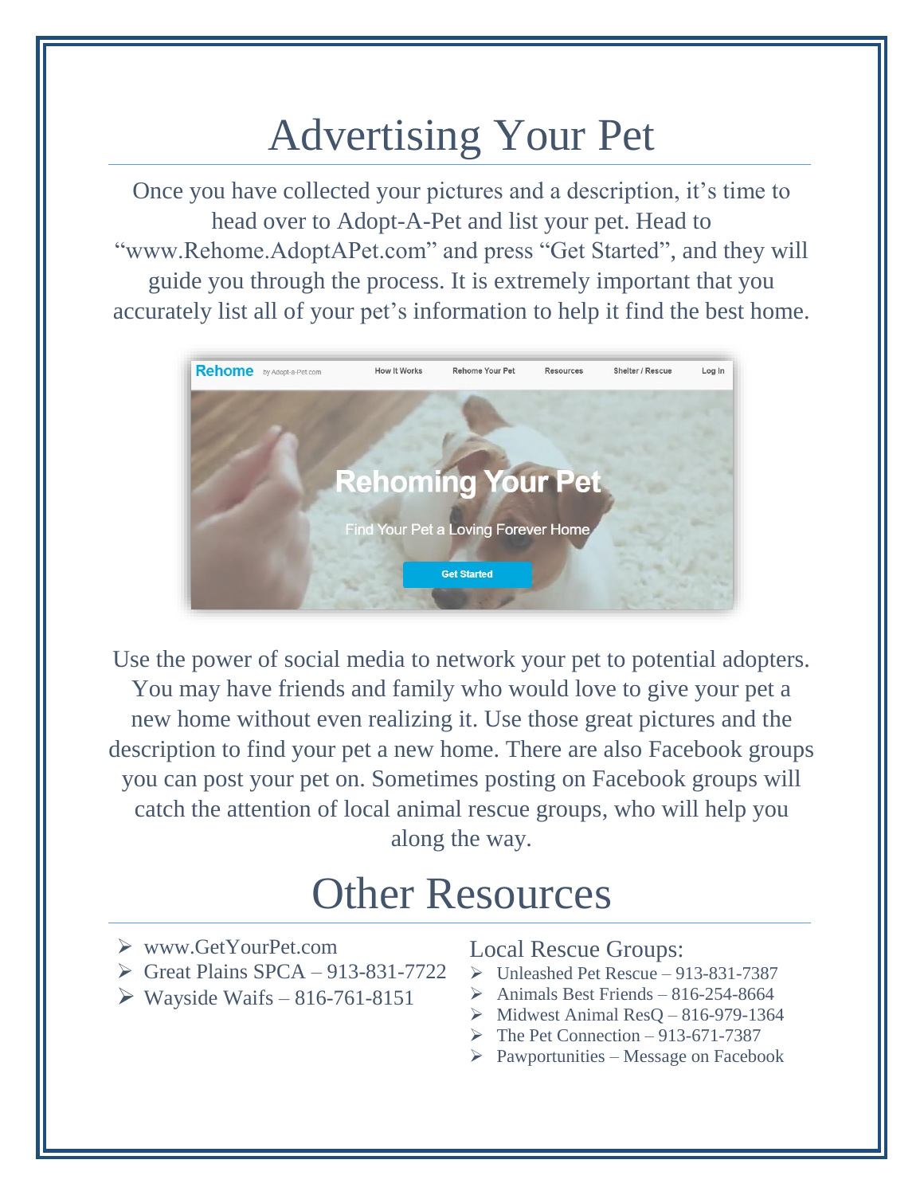# Advertising Your Pet

Once you have collected your pictures and a description, it's time to head over to Adopt-A-Pet and list your pet. Head to "www.Rehome.AdoptAPet.com" and press "Get Started", and they will guide you through the process. It is extremely important that you accurately list all of your pet's information to help it find the best home.

Use the power of social media to network your pet to potential adopters. You may have friends and family who would love to give your pet a new home without even realizing it. Use those great pictures and the description to find your pet a new home. There are also Facebook groups you can post your pet on. Sometimes posting on Facebook groups will catch the attention of local animal rescue groups, who will help you along the way.

# Other Resources

- www.GetYourPet.com
- Great Plains SPCA – 913-831-7722
- Wayside Waifs – 816-761-8151

Local Rescue Groups:

- Unleashed Pet Rescue – 913-831-7387
- Animals Best Friends – 816-254-8664
- Midwest Animal ResQ – 816-979-1364
- The Pet Connection – 913-671-7387
- Pawportunities – Message on Facebook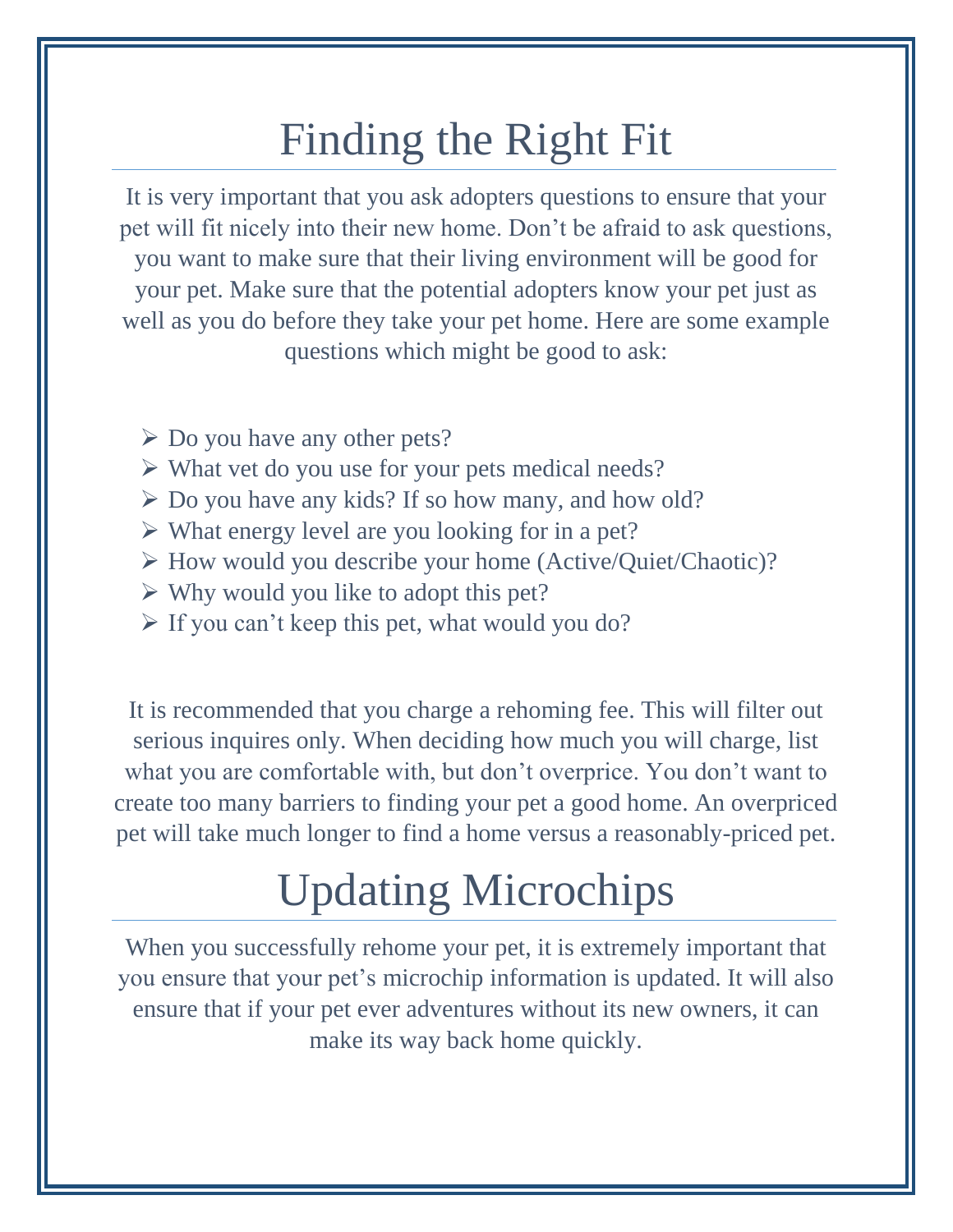# Finding the Right Fit

It is very important that you ask adopters questions to ensure that your pet will fit nicely into their new home. Don't be afraid to ask questions, you want to make sure that their living environment will be good for your pet. Make sure that the potential adopters know your pet just as well as you do before they take your pet home. Here are some example questions which might be good to ask:

- Do you have any other pets?
- What vet do you use for your pets medical needs?
- Do you have any kids? If so how many, and how old?
- What energy level are you looking for in a pet?
- How would you describe your home (Active/Quiet/Chaotic)?
- Why would you like to adopt this pet?
- If you can't keep this pet, what would you do?

It is recommended that you charge a rehoming fee. This will filter out serious inquires only. When deciding how much you will charge, list what you are comfortable with, but don't overprice. You don't want to create too many barriers to finding your pet a good home. An overpriced pet will take much longer to find a home versus a reasonably-priced pet.

# Updating Microchips

When you successfully rehome your pet, it is extremely important that you ensure that your pet's microchip information is updated. It will also ensure that if your pet ever adventures without its new owners, it can make its way back home quickly.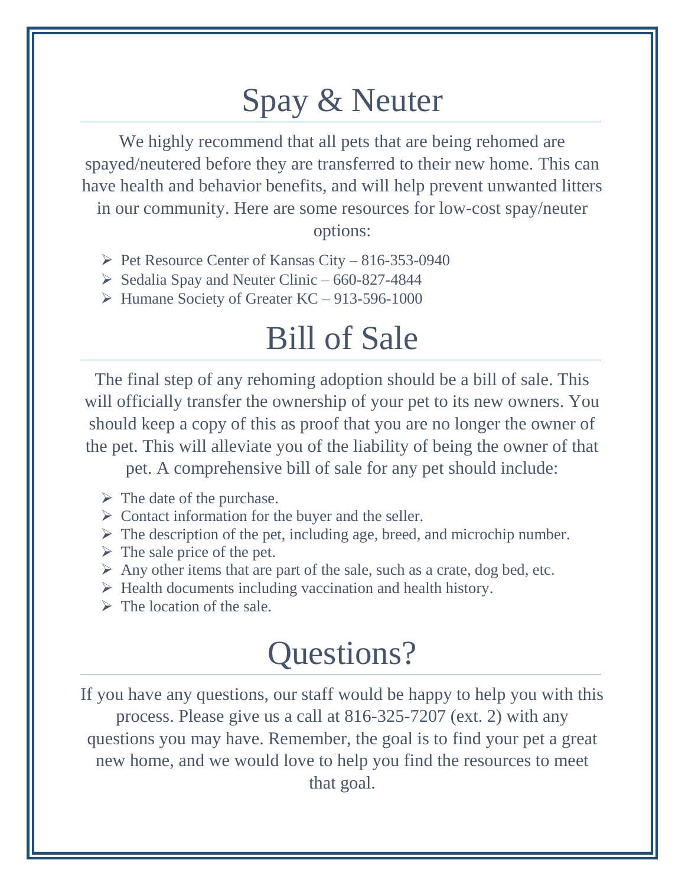# Spay & Neuter

We highly recommend that all pets that are being rehomed are spayed/neutered before they are transferred to their new home. This can have health and behavior benefits, and will help prevent unwanted litters in our community. Here are some resources for low-cost spay/neuter options:

- Pet Resource Center of Kansas City – 816-353-0940
- Sedalia Spay and Neuter Clinic – 660-827-4844
- Humane Society of Greater KC – 913-596-1000

# Bill of Sale

The final step of any rehoming adoption should be a bill of sale. This will officially transfer the ownership of your pet to its new owners. You should keep a copy of this as proof that you are no longer the owner of the pet. This will alleviate you of the liability of being the owner of that pet. A comprehensive bill of sale for any pet should include:

- The date of the purchase.
- Contact information for the buyer and the seller.
- The description of the pet, including age, breed, and microchip number.
- The sale price of the pet.
- Any other items that are part of the sale, such as a crate, dog bed, etc.
- Health documents including vaccination and health history.
- The location of the sale.

# Questions?

If you have any questions, our staff would be happy to help you with this process. Please give us a call at 816-325-7207 (ext. 2) with any questions you may have. Remember, the goal is to find your pet a great new home, and we would love to help you find the resources to meet that goal.